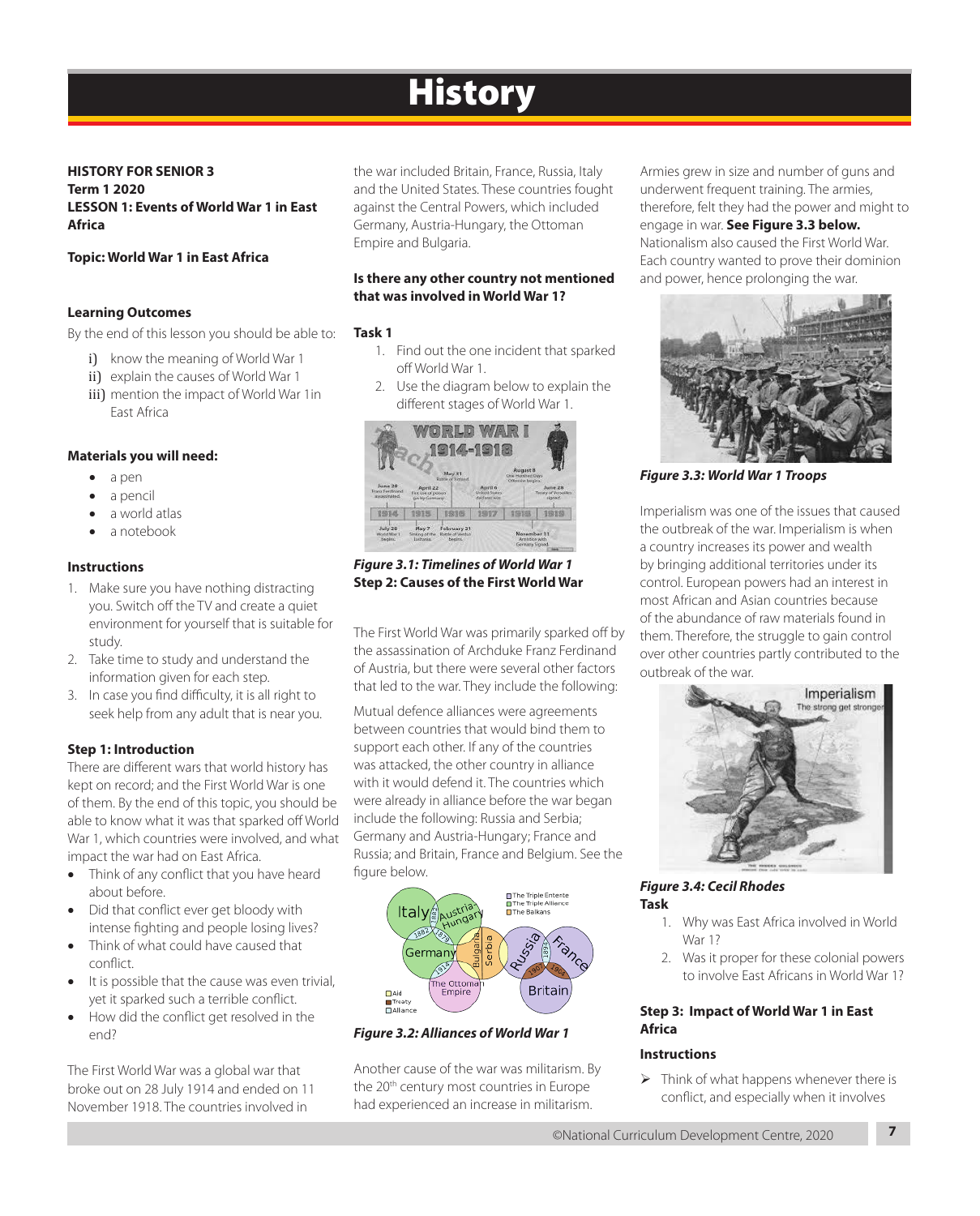# History

**HISTORY FOR SENIOR 3**
**Term 1 2020**
**LESSON 1: Events of World War 1 in East Africa**

**Topic: World War 1 in East Africa**

### Learning Outcomes

By the end of this lesson you should be able to:

- i) know the meaning of World War 1
- ii) explain the causes of World War 1
- iii) mention the impact of World War 1in East Africa

### Materials you will need:

- a pen
- a pencil
- a world atlas
- a notebook

### Instructions

1. Make sure you have nothing distracting you. Switch off the TV and create a quiet environment for yourself that is suitable for study.
2. Take time to study and understand the information given for each step.
3. In case you find difficulty, it is all right to seek help from any adult that is near you.

### Step 1: Introduction

There are different wars that world history has kept on record; and the First World War is one of them. By the end of this topic, you should be able to know what it was that sparked off World War 1, which countries were involved, and what impact the war had on East Africa.

- Think of any conflict that you have heard about before.
- Did that conflict ever get bloody with intense fighting and people losing lives?
- Think of what could have caused that conflict.
- It is possible that the cause was even trivial, yet it sparked such a terrible conflict.
- How did the conflict get resolved in the end?

The First World War was a global war that broke out on 28 July 1914 and ended on 11 November 1918. The countries involved in the war included Britain, France, Russia, Italy and the United States. These countries fought against the Central Powers, which included Germany, Austria-Hungary, the Ottoman Empire and Bulgaria.

**Is there any other country not mentioned that was involved in World War 1?**

**Task 1**

1. Find out the one incident that sparked off World War 1.
2. Use the diagram below to explain the different stages of World War 1.

***Figure 3.1: Timelines of World War 1***

### Step 2: Causes of the First World War

The First World War was primarily sparked off by the assassination of Archduke Franz Ferdinand of Austria, but there were several other factors that led to the war. They include the following:

Mutual defence alliances were agreements between countries that would bind them to support each other. If any of the countries was attacked, the other country in alliance with it would defend it. The countries which were already in alliance before the war began include the following: Russia and Serbia; Germany and Austria-Hungary; France and Russia; and Britain, France and Belgium. See the figure below.

***Figure 3.2: Alliances of World War 1***

Another cause of the war was militarism. By the 20th century most countries in Europe had experienced an increase in militarism. Armies grew in size and number of guns and underwent frequent training. The armies, therefore, felt they had the power and might to engage in war. **See Figure 3.3 below.** Nationalism also caused the First World War. Each country wanted to prove their dominion and power, hence prolonging the war.

***Figure 3.3: World War 1 Troops***

Imperialism was one of the issues that caused the outbreak of the war. Imperialism is when a country increases its power and wealth by bringing additional territories under its control. European powers had an interest in most African and Asian countries because of the abundance of raw materials found in them. Therefore, the struggle to gain control over other countries partly contributed to the outbreak of the war.

***Figure 3.4: Cecil Rhodes***

**Task**

1. Why was East Africa involved in World War 1?
2. Was it proper for these colonial powers to involve East Africans in World War 1?

### Step 3: Impact of World War 1 in East Africa

**Instructions**

- Think of what happens whenever there is conflict, and especially when it involves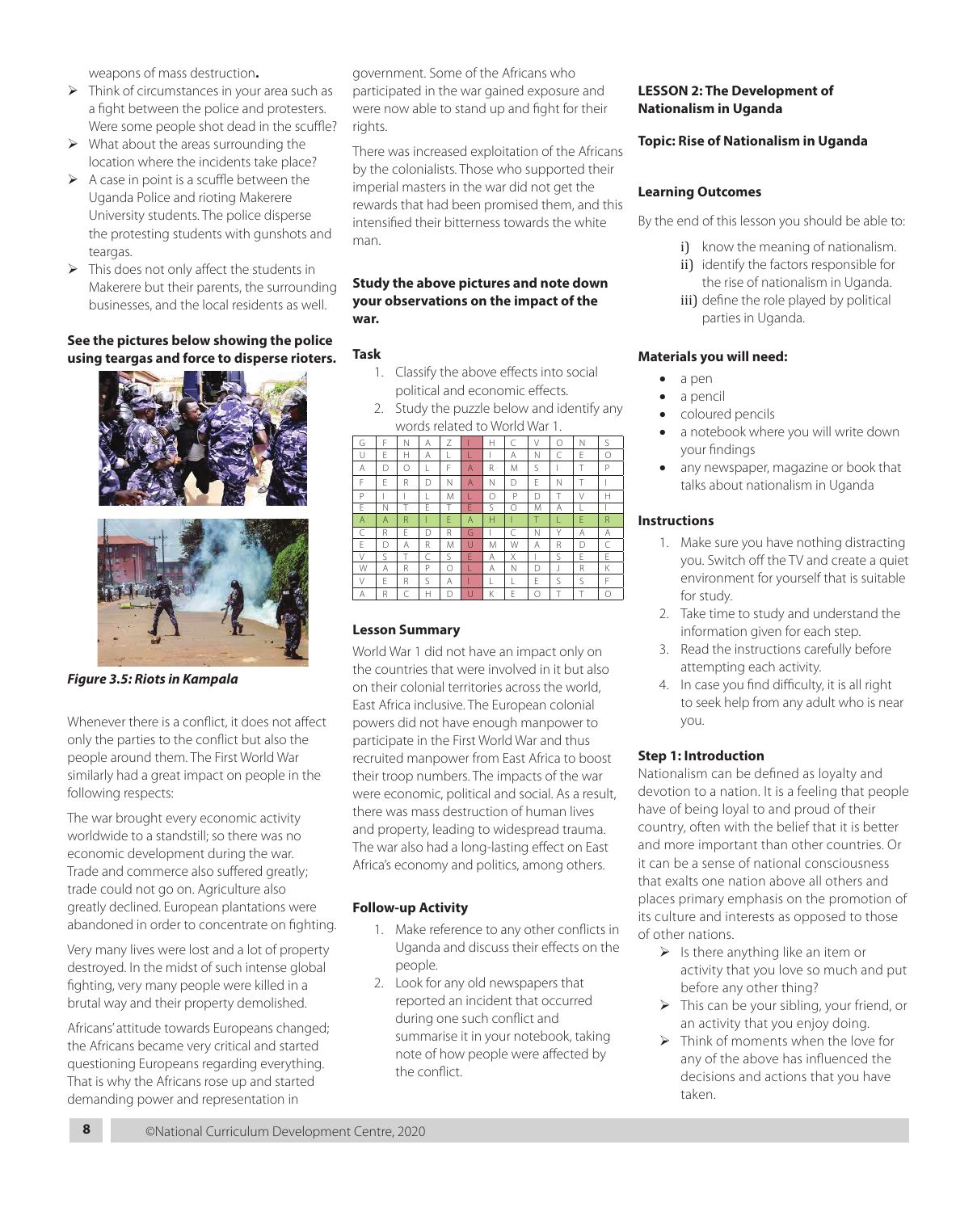weapons of mass destruction**.**

- Think of circumstances in your area such as a fight between the police and protesters. Were some people shot dead in the scuffle?
- What about the areas surrounding the location where the incidents take place?
- A case in point is a scuffle between the Uganda Police and rioting Makerere University students. The police disperse the protesting students with gunshots and teargas.
- This does not only affect the students in Makerere but their parents, the surrounding businesses, and the local residents as well.

**See the pictures below showing the police using teargas and force to disperse rioters.**

***Figure 3.5: Riots in Kampala***

Whenever there is a conflict, it does not affect only the parties to the conflict but also the people around them. The First World War similarly had a great impact on people in the following respects:

The war brought every economic activity worldwide to a standstill; so there was no economic development during the war. Trade and commerce also suffered greatly; trade could not go on. Agriculture also greatly declined. European plantations were abandoned in order to concentrate on fighting.

Very many lives were lost and a lot of property destroyed. In the midst of such intense global fighting, very many people were killed in a brutal way and their property demolished.

Africans' attitude towards Europeans changed; the Africans became very critical and started questioning Europeans regarding everything. That is why the Africans rose up and started demanding power and representation in government. Some of the Africans who participated in the war gained exposure and were now able to stand up and fight for their rights.

There was increased exploitation of the Africans by the colonialists. Those who supported their imperial masters in the war did not get the rewards that had been promised them, and this intensified their bitterness towards the white man.

**Study the above pictures and note down your observations on the impact of the war.**

**Task**

1. Classify the above effects into social political and economic effects.
2. Study the puzzle below and identify any words related to World War 1.

| G | F | N | A | Z | I | H | C | V | O | N | S |
|---|---|---|---|---|---|---|---|---|---|---|---|
| U | E | H | A | L | L | I | A | N | C | E | O |
| A | D | O | L | F | A | R | M | S | I | T | P |
| F | E | R | D | N | A | N | D | E | N | T | I |
| P | I | I | L | M | L | O | P | D | T | V | H |
| E | N | T | E | T | E | S | O | M | A | L | I |
| A | A | R | I | E | A | H | I | T | L | E | R |
| C | R | E | D | R | G | I | C | N | Y | A | A |
| E | D | A | R | M | U | M | W | A | R | D | C |
| V | S | T | C | S | E | A | X | I | S | E | E |
| W | A | R | P | O | L | A | N | D | J | R | K |
| V | E | R | S | A | I | L | L | E | S | S | F |
| A | R | C | H | D | U | K | E | O | T | T | O |

**Lesson Summary**

World War 1 did not have an impact only on the countries that were involved in it but also on their colonial territories across the world, East Africa inclusive. The European colonial powers did not have enough manpower to participate in the First World War and thus recruited manpower from East Africa to boost their troop numbers. The impacts of the war were economic, political and social. As a result, there was mass destruction of human lives and property, leading to widespread trauma. The war also had a long-lasting effect on East Africa's economy and politics, among others.

**Follow-up Activity**

1. Make reference to any other conflicts in Uganda and discuss their effects on the people.
2. Look for any old newspapers that reported an incident that occurred during one such conflict and summarise it in your notebook, taking note of how people were affected by the conflict.

**LESSON 2: The Development of Nationalism in Uganda**

**Topic: Rise of Nationalism in Uganda**

**Learning Outcomes**

By the end of this lesson you should be able to:

i) know the meaning of nationalism.
ii) identify the factors responsible for the rise of nationalism in Uganda.
iii) define the role played by political parties in Uganda.

**Materials you will need:**

- a pen
- a pencil
- coloured pencils
- a notebook where you will write down your findings
- any newspaper, magazine or book that talks about nationalism in Uganda

**Instructions**

1. Make sure you have nothing distracting you. Switch off the TV and create a quiet environment for yourself that is suitable for study.
2. Take time to study and understand the information given for each step.
3. Read the instructions carefully before attempting each activity.
4. In case you find difficulty, it is all right to seek help from any adult who is near you.

**Step 1: Introduction**

Nationalism can be defined as loyalty and devotion to a nation. It is a feeling that people have of being loyal to and proud of their country, often with the belief that it is better and more important than other countries. Or it can be a sense of national consciousness that exalts one nation above all others and places primary emphasis on the promotion of its culture and interests as opposed to those of other nations.

- Is there anything like an item or activity that you love so much and put before any other thing?
- This can be your sibling, your friend, or an activity that you enjoy doing.
- Think of moments when the love for any of the above has influenced the decisions and actions that you have taken.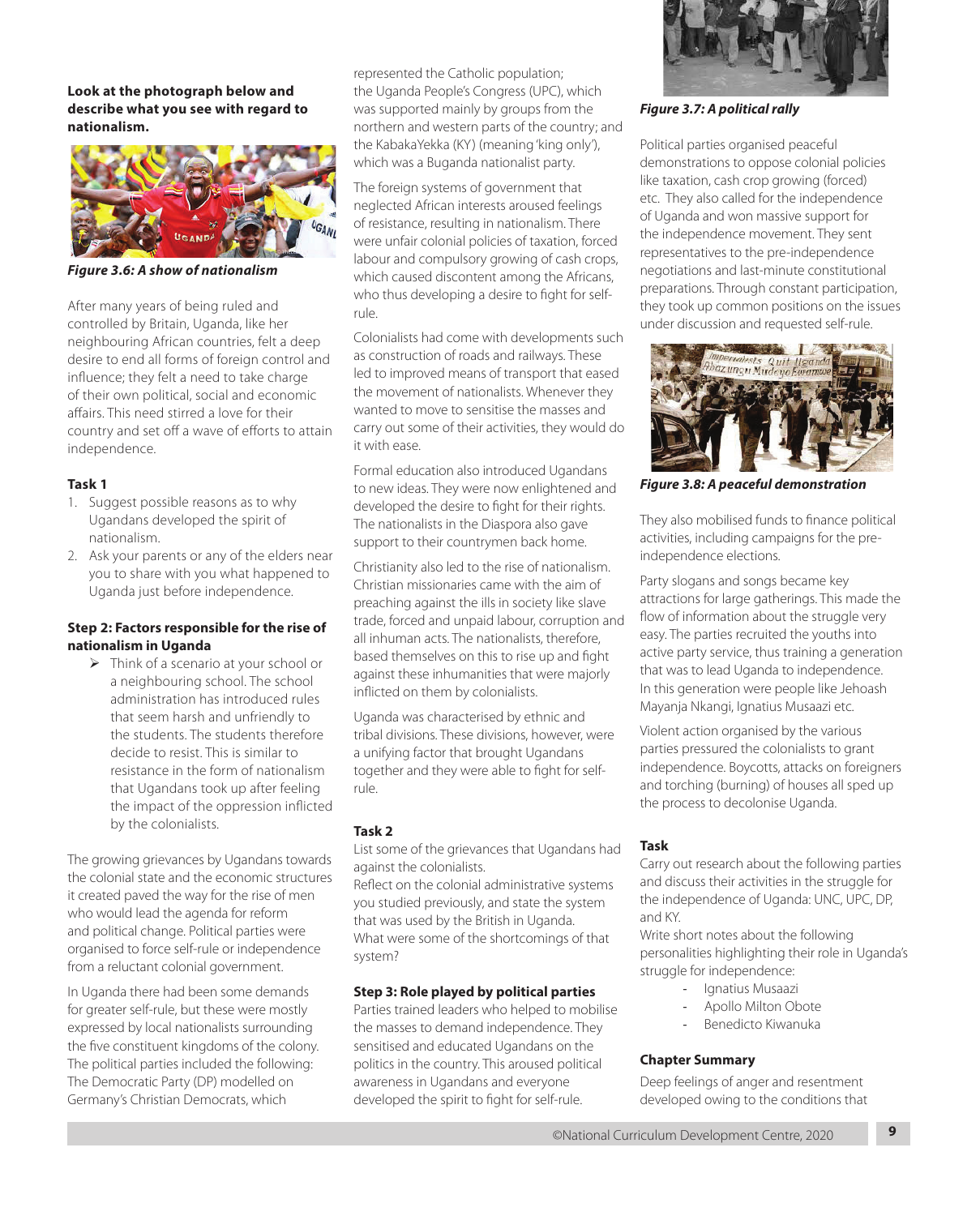**Look at the photograph below and describe what you see with regard to nationalism.**

*Figure 3.6: A show of nationalism*

After many years of being ruled and controlled by Britain, Uganda, like her neighbouring African countries, felt a deep desire to end all forms of foreign control and influence; they felt a need to take charge of their own political, social and economic affairs. This need stirred a love for their country and set off a wave of efforts to attain independence.

#### Task 1

1. Suggest possible reasons as to why Ugandans developed the spirit of nationalism.
2. Ask your parents or any of the elders near you to share with you what happened to Uganda just before independence.

### Step 2: Factors responsible for the rise of nationalism in Uganda

- Think of a scenario at your school or a neighbouring school. The school administration has introduced rules that seem harsh and unfriendly to the students. The students therefore decide to resist. This is similar to resistance in the form of nationalism that Ugandans took up after feeling the impact of the oppression inflicted by the colonialists.

The growing grievances by Ugandans towards the colonial state and the economic structures it created paved the way for the rise of men who would lead the agenda for reform and political change. Political parties were organised to force self-rule or independence from a reluctant colonial government.

In Uganda there had been some demands for greater self-rule, but these were mostly expressed by local nationalists surrounding the five constituent kingdoms of the colony. The political parties included the following: The Democratic Party (DP) modelled on Germany's Christian Democrats, which represented the Catholic population; the Uganda People's Congress (UPC), which was supported mainly by groups from the northern and western parts of the country; and the KabakaYekka (KY) (meaning 'king only'), which was a Buganda nationalist party.

The foreign systems of government that neglected African interests aroused feelings of resistance, resulting in nationalism. There were unfair colonial policies of taxation, forced labour and compulsory growing of cash crops, which caused discontent among the Africans, who thus developing a desire to fight for self-rule.

Colonialists had come with developments such as construction of roads and railways. These led to improved means of transport that eased the movement of nationalists. Whenever they wanted to move to sensitise the masses and carry out some of their activities, they would do it with ease.

Formal education also introduced Ugandans to new ideas. They were now enlightened and developed the desire to fight for their rights. The nationalists in the Diaspora also gave support to their countrymen back home.

Christianity also led to the rise of nationalism. Christian missionaries came with the aim of preaching against the ills in society like slave trade, forced and unpaid labour, corruption and all inhuman acts. The nationalists, therefore, based themselves on this to rise up and fight against these inhumanities that were majorly inflicted on them by colonialists.

Uganda was characterised by ethnic and tribal divisions. These divisions, however, were a unifying factor that brought Ugandans together and they were able to fight for self-rule.

#### Task 2

List some of the grievances that Ugandans had against the colonialists.
Reflect on the colonial administrative systems you studied previously, and state the system that was used by the British in Uganda.
What were some of the shortcomings of that system?

### Step 3: Role played by political parties

Parties trained leaders who helped to mobilise the masses to demand independence. They sensitised and educated Ugandans on the politics in the country. This aroused political awareness in Ugandans and everyone developed the spirit to fight for self-rule.

*Figure 3.7: A political rally*

Political parties organised peaceful demonstrations to oppose colonial policies like taxation, cash crop growing (forced) etc. They also called for the independence of Uganda and won massive support for the independence movement. They sent representatives to the pre-independence negotiations and last-minute constitutional preparations. Through constant participation, they took up common positions on the issues under discussion and requested self-rule.

*Figure 3.8: A peaceful demonstration*

They also mobilised funds to finance political activities, including campaigns for the pre-independence elections.

Party slogans and songs became key attractions for large gatherings. This made the flow of information about the struggle very easy. The parties recruited the youths into active party service, thus training a generation that was to lead Uganda to independence. In this generation were people like Jehoash Mayanja Nkangi, Ignatius Musaazi etc.

Violent action organised by the various parties pressured the colonialists to grant independence. Boycotts, attacks on foreigners and torching (burning) of houses all sped up the process to decolonise Uganda.

#### Task

Carry out research about the following parties and discuss their activities in the struggle for the independence of Uganda: UNC, UPC, DP, and KY.
Write short notes about the following personalities highlighting their role in Uganda's struggle for independence:

- Ignatius Musaazi
- Apollo Milton Obote
- Benedicto Kiwanuka

### Chapter Summary

Deep feelings of anger and resentment developed owing to the conditions that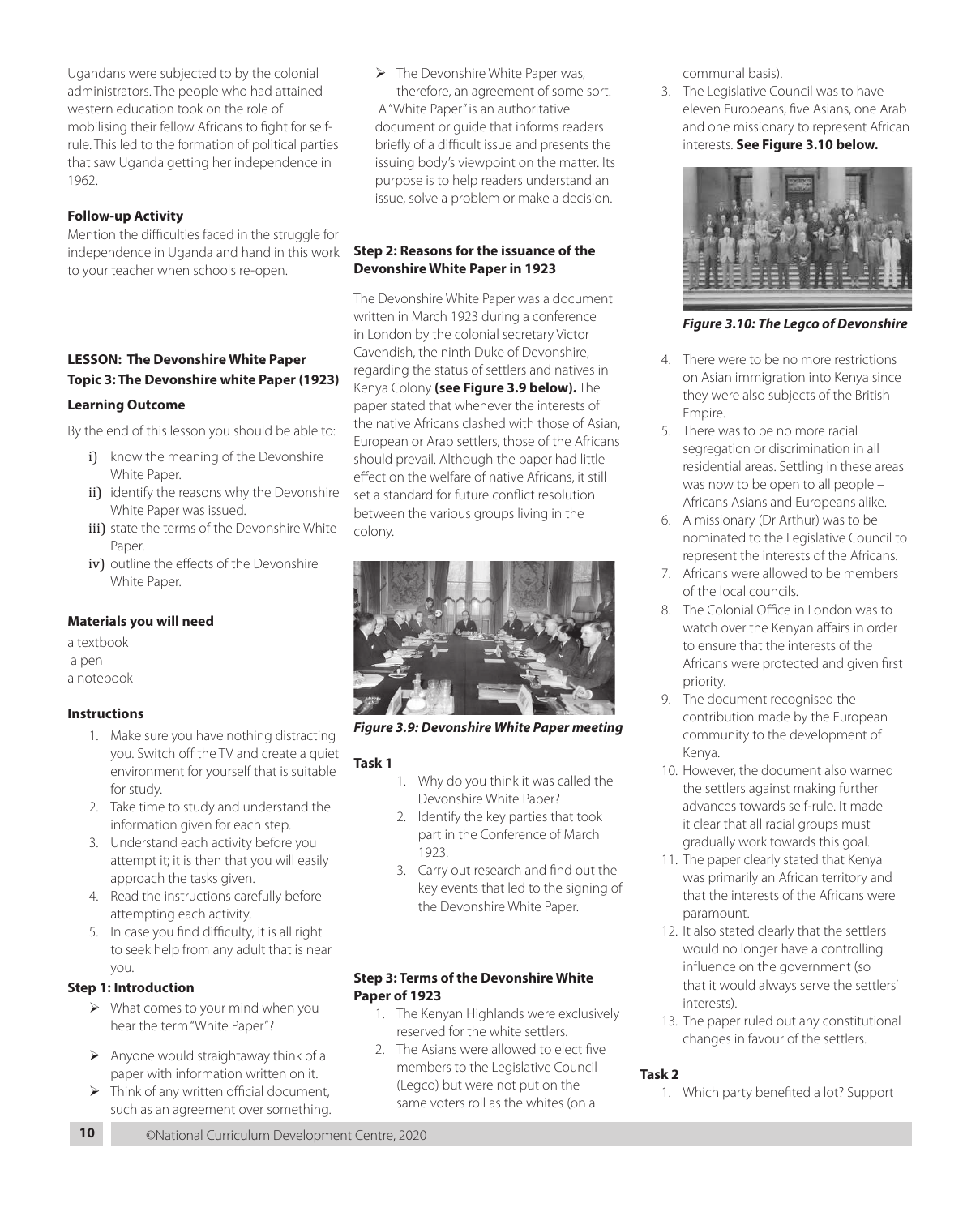Ugandans were subjected to by the colonial administrators. The people who had attained western education took on the role of mobilising their fellow Africans to fight for self-rule. This led to the formation of political parties that saw Uganda getting her independence in 1962.

**Follow-up Activity**

Mention the difficulties faced in the struggle for independence in Uganda and hand in this work to your teacher when schools re-open.

## LESSON: The Devonshire White Paper

## Topic 3: The Devonshire white Paper (1923)

### Learning Outcome

By the end of this lesson you should be able to:

i) know the meaning of the Devonshire White Paper.
ii) identify the reasons why the Devonshire White Paper was issued.
iii) state the terms of the Devonshire White Paper.
iv) outline the effects of the Devonshire White Paper.

### Materials you will need

a textbook
a pen
a notebook

### Instructions

1. Make sure you have nothing distracting you. Switch off the TV and create a quiet environment for yourself that is suitable for study.
2. Take time to study and understand the information given for each step.
3. Understand each activity before you attempt it; it is then that you will easily approach the tasks given.
4. Read the instructions carefully before attempting each activity.
5. In case you find difficulty, it is all right to seek help from any adult that is near you.

### Step 1: Introduction

- What comes to your mind when you hear the term "White Paper"?
- Anyone would straightaway think of a paper with information written on it.
- Think of any written official document, such as an agreement over something.
- The Devonshire White Paper was, therefore, an agreement of some sort.

A "White Paper" is an authoritative document or guide that informs readers briefly of a difficult issue and presents the issuing body's viewpoint on the matter. Its purpose is to help readers understand an issue, solve a problem or make a decision.

### Step 2: Reasons for the issuance of the Devonshire White Paper in 1923

The Devonshire White Paper was a document written in March 1923 during a conference in London by the colonial secretary Victor Cavendish, the ninth Duke of Devonshire, regarding the status of settlers and natives in Kenya Colony **(see Figure 3.9 below).** The paper stated that whenever the interests of the native Africans clashed with those of Asian, European or Arab settlers, those of the Africans should prevail. Although the paper had little effect on the welfare of native Africans, it still set a standard for future conflict resolution between the various groups living in the colony.

*Figure 3.9: Devonshire White Paper meeting*

**Task 1**

1. Why do you think it was called the Devonshire White Paper?
2. Identify the key parties that took part in the Conference of March 1923.
3. Carry out research and find out the key events that led to the signing of the Devonshire White Paper.

### Step 3: Terms of the Devonshire White Paper of 1923

1. The Kenyan Highlands were exclusively reserved for the white settlers.
2. The Asians were allowed to elect five members to the Legislative Council (Legco) but were not put on the same voters roll as the whites (on a communal basis).
3. The Legislative Council was to have eleven Europeans, five Asians, one Arab and one missionary to represent African interests. **See Figure 3.10 below.**

*Figure 3.10: The Legco of Devonshire*

4. There were to be no more restrictions on Asian immigration into Kenya since they were also subjects of the British Empire.
5. There was to be no more racial segregation or discrimination in all residential areas. Settling in these areas was now to be open to all people – Africans Asians and Europeans alike.
6. A missionary (Dr Arthur) was to be nominated to the Legislative Council to represent the interests of the Africans.
7. Africans were allowed to be members of the local councils.
8. The Colonial Office in London was to watch over the Kenyan affairs in order to ensure that the interests of the Africans were protected and given first priority.
9. The document recognised the contribution made by the European community to the development of Kenya.
10. However, the document also warned the settlers against making further advances towards self-rule. It made it clear that all racial groups must gradually work towards this goal.
11. The paper clearly stated that Kenya was primarily an African territory and that the interests of the Africans were paramount.
12. It also stated clearly that the settlers would no longer have a controlling influence on the government (so that it would always serve the settlers' interests).
13. The paper ruled out any constitutional changes in favour of the settlers.

**Task 2**

1. Which party benefited a lot? Support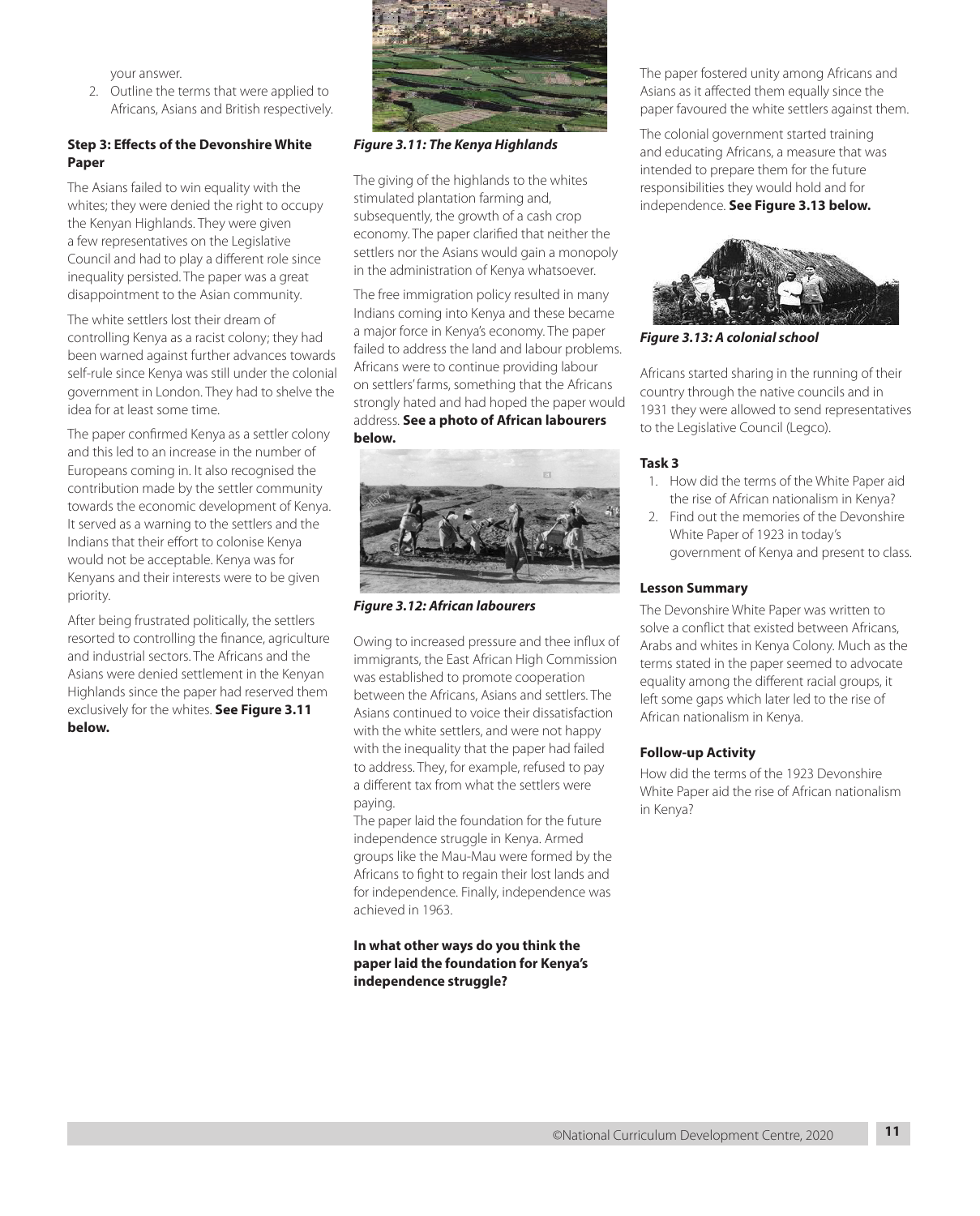your answer.

2. Outline the terms that were applied to Africans, Asians and British respectively.

**Step 3: Effects of the Devonshire White Paper**

The Asians failed to win equality with the whites; they were denied the right to occupy the Kenyan Highlands. They were given a few representatives on the Legislative Council and had to play a different role since inequality persisted. The paper was a great disappointment to the Asian community.

The white settlers lost their dream of controlling Kenya as a racist colony; they had been warned against further advances towards self-rule since Kenya was still under the colonial government in London. They had to shelve the idea for at least some time.

The paper confirmed Kenya as a settler colony and this led to an increase in the number of Europeans coming in. It also recognised the contribution made by the settler community towards the economic development of Kenya. It served as a warning to the settlers and the Indians that their effort to colonise Kenya would not be acceptable. Kenya was for Kenyans and their interests were to be given priority.

After being frustrated politically, the settlers resorted to controlling the finance, agriculture and industrial sectors. The Africans and the Asians were denied settlement in the Kenyan Highlands since the paper had reserved them exclusively for the whites. **See Figure 3.11 below.**

***Figure 3.11: The Kenya Highlands***

The giving of the highlands to the whites stimulated plantation farming and, subsequently, the growth of a cash crop economy. The paper clarified that neither the settlers nor the Asians would gain a monopoly in the administration of Kenya whatsoever.

The free immigration policy resulted in many Indians coming into Kenya and these became a major force in Kenya's economy. The paper failed to address the land and labour problems. Africans were to continue providing labour on settlers' farms, something that the Africans strongly hated and had hoped the paper would address. **See a photo of African labourers below.**

***Figure 3.12: African labourers***

Owing to increased pressure and thee influx of immigrants, the East African High Commission was established to promote cooperation between the Africans, Asians and settlers. The Asians continued to voice their dissatisfaction with the white settlers, and were not happy with the inequality that the paper had failed to address. They, for example, refused to pay a different tax from what the settlers were paying.

The paper laid the foundation for the future independence struggle in Kenya. Armed groups like the Mau-Mau were formed by the Africans to fight to regain their lost lands and for independence. Finally, independence was achieved in 1963.

**In what other ways do you think the paper laid the foundation for Kenya's independence struggle?**

The paper fostered unity among Africans and Asians as it affected them equally since the paper favoured the white settlers against them.

The colonial government started training and educating Africans, a measure that was intended to prepare them for the future responsibilities they would hold and for independence. **See Figure 3.13 below.**

***Figure 3.13: A colonial school***

Africans started sharing in the running of their country through the native councils and in 1931 they were allowed to send representatives to the Legislative Council (Legco).

**Task 3**

1. How did the terms of the White Paper aid the rise of African nationalism in Kenya?
2. Find out the memories of the Devonshire White Paper of 1923 in today's government of Kenya and present to class.

**Lesson Summary**

The Devonshire White Paper was written to solve a conflict that existed between Africans, Arabs and whites in Kenya Colony. Much as the terms stated in the paper seemed to advocate equality among the different racial groups, it left some gaps which later led to the rise of African nationalism in Kenya.

**Follow-up Activity**

How did the terms of the 1923 Devonshire White Paper aid the rise of African nationalism in Kenya?